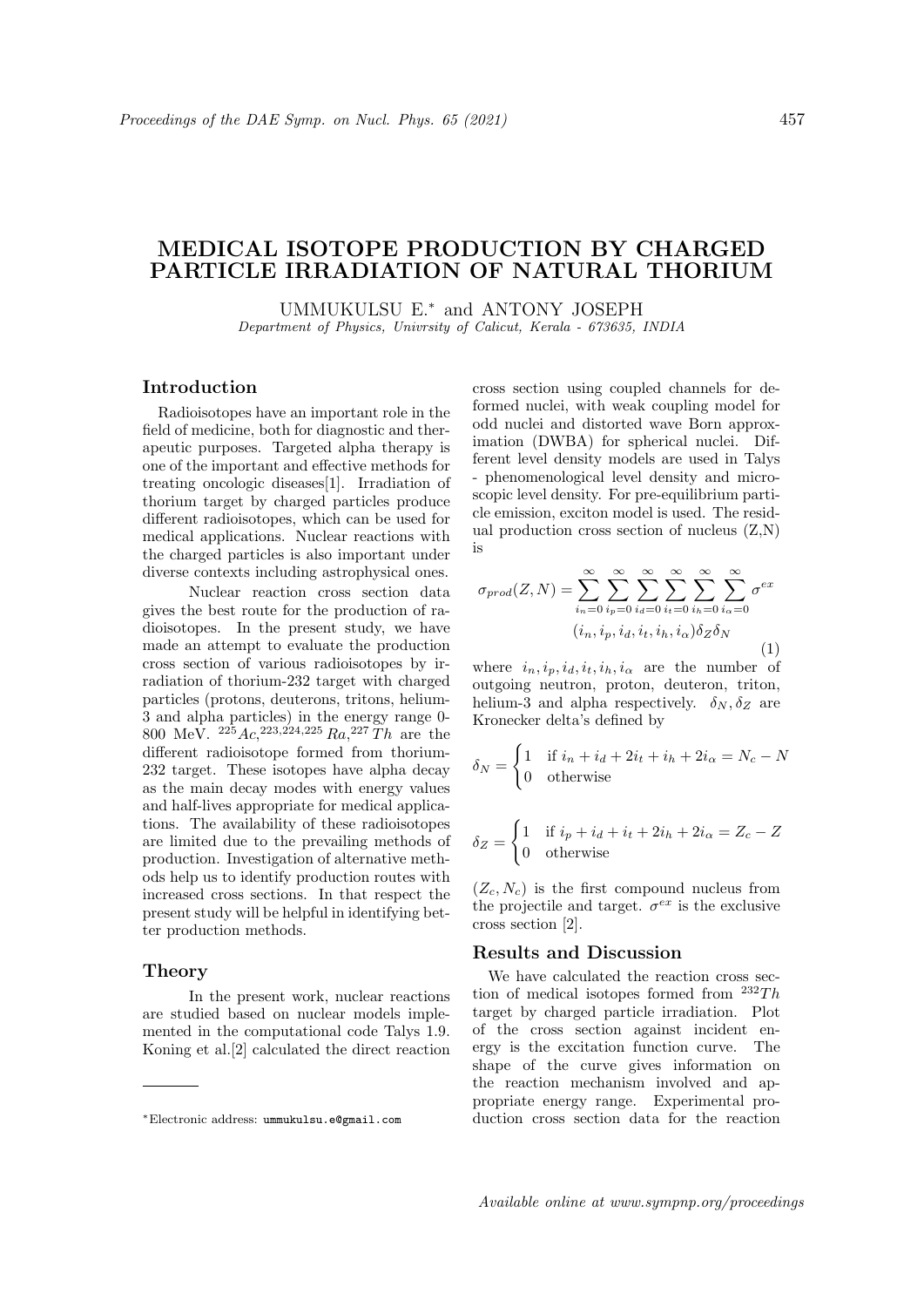# MEDICAL ISOTOPE PRODUCTION BY CHARGED PARTICLE IRRADIATION OF NATURAL THORIUM

UMMUKULSU E.* and ANTONY JOSEPH

*Department of Physics, Univrsity of Calicut, Kerala - 673635, INDIA*

## Introduction

Radioisotopes have an important role in the field of medicine, both for diagnostic and therapeutic purposes. Targeted alpha therapy is one of the important and effective methods for treating oncologic diseases[1]. Irradiation of thorium target by charged particles produce different radioisotopes, which can be used for medical applications. Nuclear reactions with the charged particles is also important under diverse contexts including astrophysical ones.

Nuclear reaction cross section data gives the best route for the production of radioisotopes. In the present study, we have made an attempt to evaluate the production cross section of various radioisotopes by irradiation of thorium-232 target with charged particles (protons, deuterons, tritons, helium-3 and alpha particles) in the energy range 0-800 MeV. $^{225}Ac, ^{223,224,225}Ra, ^{227}Th$ are the different radioisotope formed from thorium-232 target. These isotopes have alpha decay as the main decay modes with energy values and half-lives appropriate for medical applications. The availability of these radioisotopes are limited due to the prevailing methods of production. Investigation of alternative methods help us to identify production routes with increased cross sections. In that respect the present study will be helpful in identifying better production methods.

## Theory

In the present work, nuclear reactions are studied based on nuclear models implemented in the computational code Talys 1.9. Koning et al.[2] calculated the direct reaction cross section using coupled channels for deformed nuclei, with weak coupling model for odd nuclei and distorted wave Born approximation (DWBA) for spherical nuclei. Different level density models are used in Talys - phenomenological level density and microscopic level density. For pre-equilibrium particle emission, exciton model is used. The residual production cross section of nucleus (Z,N) is

$$\sigma_{prod}(Z, N) = \sum_{i_n=0}^{\infty} \sum_{i_p=0}^{\infty} \sum_{i_d=0}^{\infty} \sum_{i_t=0}^{\infty} \sum_{i_h=0}^{\infty} \sum_{i_\alpha=0}^{\infty} \sigma^{ex} (i_n, i_p, i_d, i_t, i_h, i_\alpha)\delta_Z \delta_N \quad (1)$$

where $i_n, i_p, i_d, i_t, i_h, i_\alpha$ are the number of outgoing neutron, proton, deuteron, triton, helium-3 and alpha respectively. $\delta_N, \delta_Z$ are Kronecker delta's defined by

$$\delta_N = \begin{cases} 1 & \text{if } i_n + i_d + 2i_t + i_h + 2i_\alpha = N_c - N \\ 0 & \text{otherwise} \end{cases}$$

$$\delta_Z = \begin{cases} 1 & \text{if } i_p + i_d + i_t + 2i_h + 2i_\alpha = Z_c - Z \\ 0 & \text{otherwise} \end{cases}$$

$(Z_c, N_c)$ is the first compound nucleus from the projectile and target. $\sigma^{ex}$ is the exclusive cross section [2].

## Results and Discussion

We have calculated the reaction cross section of medical isotopes formed from $^{232}Th$ target by charged particle irradiation. Plot of the cross section against incident energy is the excitation function curve. The shape of the curve gives information on the reaction mechanism involved and appropriate energy range. Experimental production cross section data for the reaction

*Electronic address: ummukulsu.e@gmail.com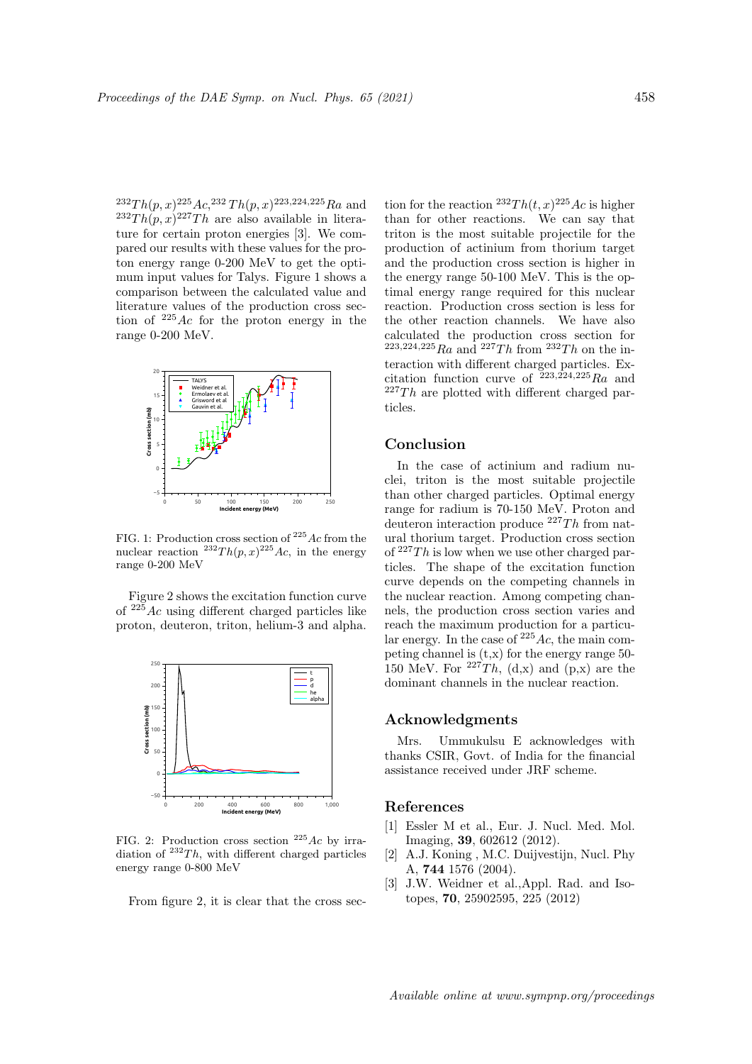$^{232}Th(p,x)^{225}Ac, ^{232}Th(p,x)^{223,224,225}Ra$ and $^{232}Th(p,x)^{227}Th$ are also available in literature for certain proton energies [3]. We compared our results with these values for the proton energy range 0-200 MeV to get the optimum input values for Talys. Figure 1 shows a comparison between the calculated value and literature values of the production cross section of $^{225}Ac$ for the proton energy in the range 0-200 MeV.

TALYS
Weidner et al.
Ermolaev et al.
Grisword et al
Gauvin et al.
Cross section (mb)
Incident energy (MeV)
20
15
10
5
0
−5
0
50
100
150
200
250

FIG. 1: Production cross section of $^{225}Ac$ from the nuclear reaction $^{232}Th(p,x)^{225}Ac$, in the energy range 0-200 MeV

Figure 2 shows the excitation function curve of $^{225}Ac$ using different charged particles like proton, deuteron, triton, helium-3 and alpha.

t
p
d
he
alpha
Cross section (mb)
Incident energy (MeV)
250
200
150
100
50
0
−50
0
200
400
600
800
1,000

FIG. 2: Production cross section $^{225}Ac$ by irradiation of $^{232}Th$, with different charged particles energy range 0-800 MeV

From figure 2, it is clear that the cross section for the reaction $^{232}Th(t,x)^{225}Ac$ is higher than for other reactions. We can say that triton is the most suitable projectile for the production of actinium from thorium target and the production cross section is higher in the energy range 50-100 MeV. This is the optimal energy range required for this nuclear reaction. Production cross section is less for the other reaction channels. We have also calculated the production cross section for $^{223,224,225}Ra$ and $^{227}Th$ from $^{232}Th$ on the interaction with different charged particles. Excitation function curve of $^{223,224,225}Ra$ and $^{227}Th$ are plotted with different charged particles.

## Conclusion

In the case of actinium and radium nuclei, triton is the most suitable projectile than other charged particles. Optimal energy range for radium is 70-150 MeV. Proton and deuteron interaction produce $^{227}Th$ from natural thorium target. Production cross section of $^{227}Th$ is low when we use other charged particles. The shape of the excitation function curve depends on the competing channels in the nuclear reaction. Among competing channels, the production cross section varies and reach the maximum production for a particular energy. In the case of $^{225}Ac$, the main competing channel is (t,x) for the energy range 50-150 MeV. For $^{227}Th$, (d,x) and (p,x) are the dominant channels in the nuclear reaction.

## Acknowledgments

Mrs. Ummukulsu E acknowledges with thanks CSIR, Govt. of India for the financial assistance received under JRF scheme.

## References

[1] Essler M et al., Eur. J. Nucl. Med. Mol. Imaging, **39**, 602612 (2012).

[2] A.J. Koning , M.C. Duijvestijn, Nucl. Phy A, **744** 1576 (2004).

[3] J.W. Weidner et al.,Appl. Rad. and Isotopes, **70**, 25902595, 225 (2012)